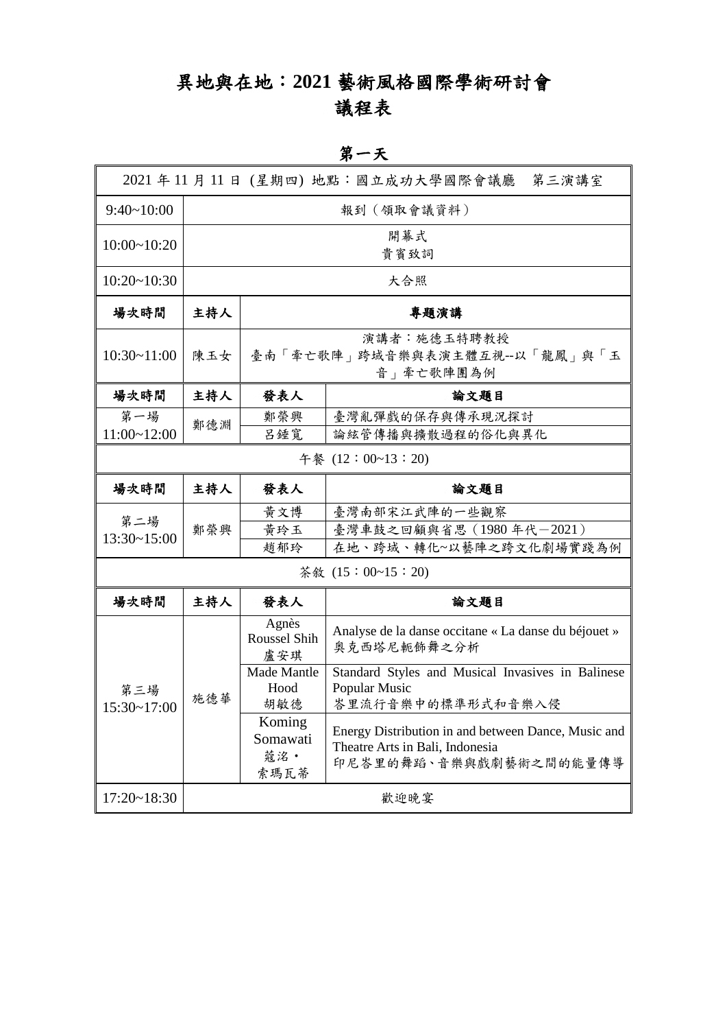# 異地與在地：2021 藝術風格國際學術研討會
# 議程表

## 第一天

| 2021 年 11 月 11 日 (星期四) 地點：國立成功大學國際會議廳　第三演講室 | | | |
|---|---|---|---|
| 9:40~10:00 | 報到（領取會議資料） | | |
| 10:00~10:20 | 開幕式<br>貴賓致詞 | | |
| 10:20~10:30 | 大合照 | | |
| **場次時間** | **主持人** | **專題演講** | |
| 10:30~11:00 | 陳玉女 | 演講者：施德玉特聘教授<br>臺南「牽亡歌陣」跨域音樂與表演主體互視--以「龍鳳」與「玉音」牽亡歌陣團為例 | |
| **場次時間** | **主持人** | **發表人** | **論文題目** |
| 第一場<br>11:00~12:00 | 鄭德淵 | 鄭榮興 | 臺灣亂彈戲的保存與傳承現況探討 |
| | | 呂鍾寬 | 論絃管傳播與擴散過程的俗化與異化 |
| 午餐 (12：00~13：20) | | | |
| **場次時間** | **主持人** | **發表人** | **論文題目** |
| 第二場<br>13:30~15:00 | 鄭榮興 | 黃文博 | 臺灣南部宋江武陣的一些觀察 |
| | | 黃玲玉 | 臺灣車鼓之回顧與省思（1980 年代－2021） |
| | | 趙郁玲 | 在地、跨域、轉化~以藝陣之跨文化劇場實踐為例 |
| 茶敘 (15：00~15：20) | | | |
| **場次時間** | **主持人** | **發表人** | **論文題目** |
| 第三場<br>15:30~17:00 | 施德華 | Agnès Roussel Shih<br>盧安琪 | Analyse de la danse occitane « La danse du béjouet »<br>奧克西塔尼軛飾舞之分析 |
| | | Made Mantle Hood<br>胡敏德 | Standard Styles and Musical Invasives in Balinese Popular Music<br>峇里流行音樂中的標準形式和音樂入侵 |
| | | Koming Somawati<br>蔻洺・索瑪瓦蒂 | Energy Distribution in and between Dance, Music and Theatre Arts in Bali, Indonesia<br>印尼峇里的舞蹈、音樂與戲劇藝術之間的能量傳導 |
| 17:20~18:30 | 歡迎晚宴 | | |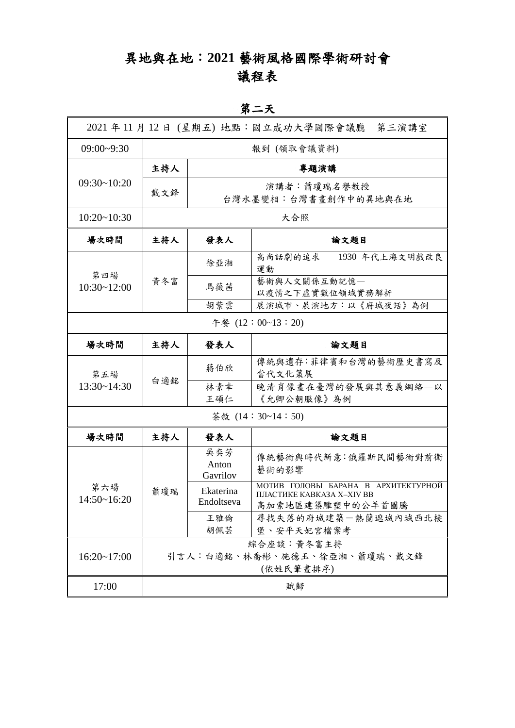# 異地與在地：2021 藝術風格國際學術研討會

## 議程表

### 第二天

| 2021 年 11 月 12 日 (星期五) 地點：國立成功大學國際會議廳　第三演講室 | | | |
|---|---|---|---|
| 09:00~9:30 | 報到 (領取會議資料) | | |
| 09:30~10:20 | **主持人** | **專題演講** | |
| | 戴文鋒 | 演講者：蕭瓊瑞名譽教授<br>台灣水墨變相：台灣書畫創作中的異地與在地 | |
| 10:20~10:30 | 大合照 | | |
| **場次時間** | **主持人** | **發表人** | **論文題目** |
| 第四場<br>10:30~12:00 | 黃冬富 | 徐亞湘 | 高尚話劇的追求——1930 年代上海文明戲改良運動 |
| | | 馬薇茜 | 藝術與人文關係互動記憶—<br>以疫情之下虛實數位領域實務解析 |
| | | 胡紫雲 | 展演城市、展演地方：以《府城夜話》為例 |
| 午餐 (12：00~13：20) | | | |
| **場次時間** | **主持人** | **發表人** | **論文題目** |
| 第五場<br>13:30~14:30 | 白適銘 | 蔣伯欣 | 傳統與遺存：菲律賓和台灣的藝術歷史書寫及當代文化策展 |
| | | 林素幸<br>王碩仁 | 晚清肖像畫在臺灣的發展與其意義網絡—以《允卿公朝服像》為例 |
| 茶敘 (14：30~14：50) | | | |
| **場次時間** | **主持人** | **發表人** | **論文題目** |
| 第六場<br>14:50~16:20 | 蕭瓊瑞 | 吳奕芳<br>Anton Gavrilov | 傳統藝術與時代新意：俄羅斯民間藝術對前衛藝術的影響 |
| | | Ekaterina Endoltseva | МОТИВ ГОЛОВЫ БАРАНА В АРХИТЕКТУРНОЙ ПЛАСТИКЕ КАВКАЗА X–XIV ВВ<br>高加索地區建築雕塑中的公羊首圖騰 |
| | | 王雅倫<br>胡佩芸 | 尋找失落的府城建築－熱蘭遮城內城西北稜堡、安平天妃宮檔案考 |
| 16:20~17:00 | 綜合座談：黃冬富主持<br>引言人：白適銘、林喬彬、施德玉、徐亞湘、蕭瓊瑞、戴文鋒<br>(依姓氏筆畫排序) | | |
| 17:00 | 賦歸 | | |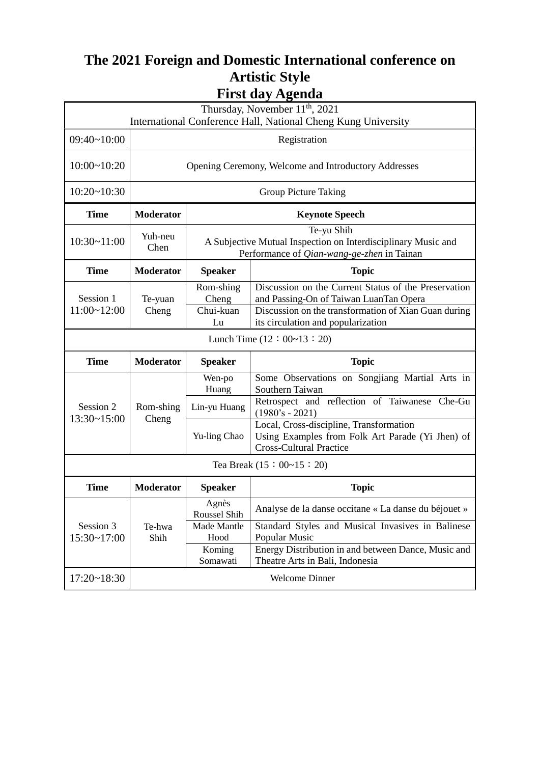# The 2021 Foreign and Domestic International conference on Artistic Style

## First day Agenda

| Thursday, November 11th, 2021<br>International Conference Hall, National Cheng Kung University | | | |
|---|---|---|---|
| 09:40~10:00 | Registration | | |
| 10:00~10:20 | Opening Ceremony, Welcome and Introductory Addresses | | |
| 10:20~10:30 | Group Picture Taking | | |
| **Time** | **Moderator** | **Keynote Speech** | |
| 10:30~11:00 | Yuh-neu Chen | Te-yu Shih<br>A Subjective Mutual Inspection on Interdisciplinary Music and Performance of *Qian-wang-ge-zhen* in Tainan | |
| **Time** | **Moderator** | **Speaker** | **Topic** |
| Session 1<br>11:00~12:00 | Te-yuan Cheng | Rom-shing Cheng | Discussion on the Current Status of the Preservation and Passing-On of Taiwan LuanTan Opera |
| | | Chui-kuan Lu | Discussion on the transformation of Xian Guan during its circulation and popularization |
| Lunch Time (12：00~13：20) | | | |
| **Time** | **Moderator** | **Speaker** | **Topic** |
| Session 2<br>13:30~15:00 | Rom-shing Cheng | Wen-po Huang | Some Observations on Songjiang Martial Arts in Southern Taiwan |
| | | Lin-yu Huang | Retrospect and reflection of Taiwanese Che-Gu (1980's - 2021) |
| | | Yu-ling Chao | Local, Cross-discipline, Transformation<br>Using Examples from Folk Art Parade (Yi Jhen) of Cross-Cultural Practice |
| Tea Break (15：00~15：20) | | | |
| **Time** | **Moderator** | **Speaker** | **Topic** |
| Session 3<br>15:30~17:00 | Te-hwa Shih | Agnès Roussel Shih | Analyse de la danse occitane « La danse du béjouet » |
| | | Made Mantle Hood | Standard Styles and Musical Invasives in Balinese Popular Music |
| | | Koming Somawati | Energy Distribution in and between Dance, Music and Theatre Arts in Bali, Indonesia |
| 17:20~18:30 | Welcome Dinner | | |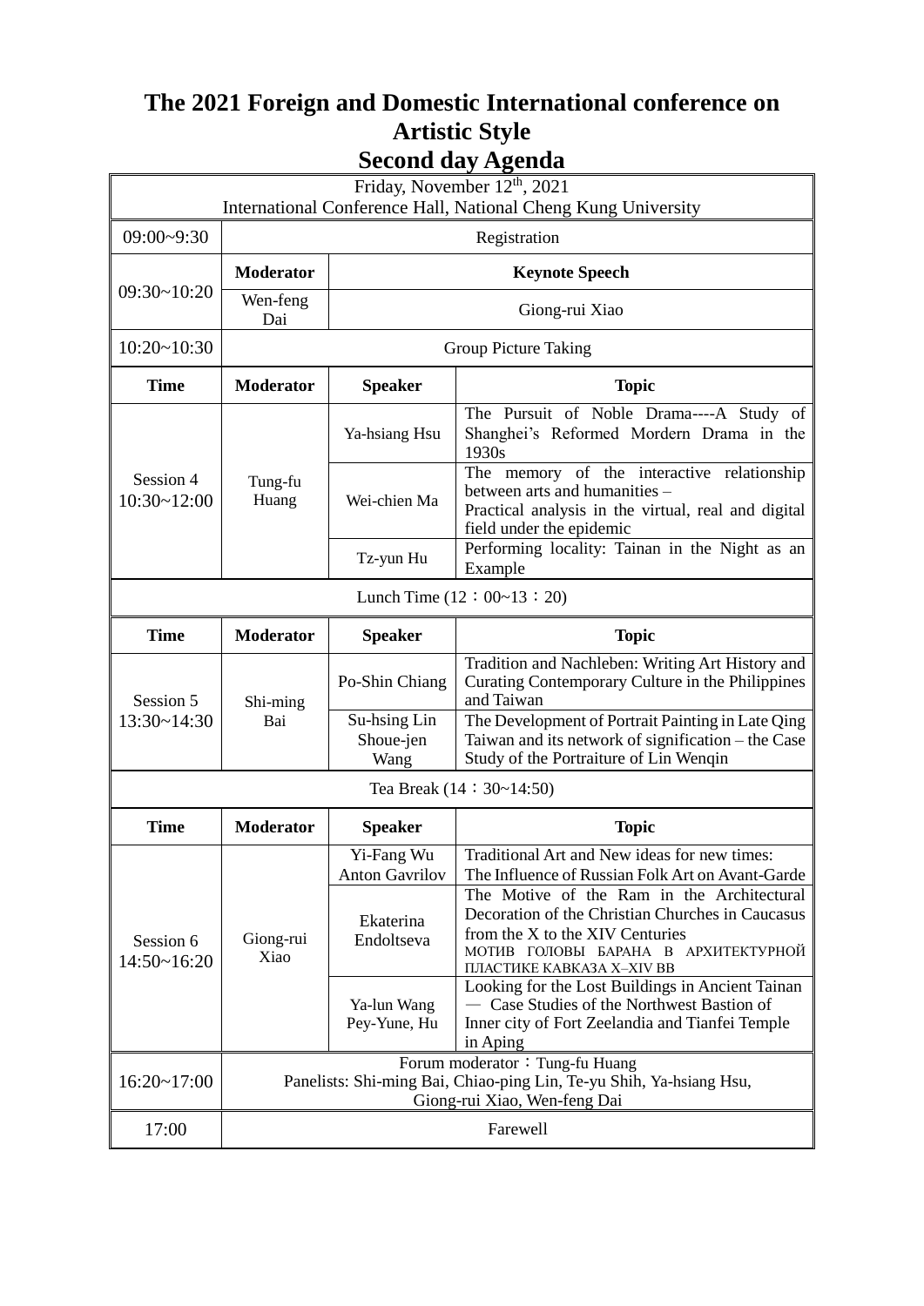# The 2021 Foreign and Domestic International conference on Artistic Style

## Second day Agenda

Friday, November 12th, 2021
International Conference Hall, National Cheng Kung University

| | | | |
|---|---|---|---|
| 09:00~9:30 | Registration | | |
| 09:30~10:20 | **Moderator** | **Keynote Speech** | |
| | Wen-feng Dai | Giong-rui Xiao | |
| 10:20~10:30 | Group Picture Taking | | |
| **Time** | **Moderator** | **Speaker** | **Topic** |
| Session 4 10:30~12:00 | Tung-fu Huang | Ya-hsiang Hsu | The Pursuit of Noble Drama----A Study of Shanghei's Reformed Mordern Drama in the 1930s |
| | | Wei-chien Ma | The memory of the interactive relationship between arts and humanities – Practical analysis in the virtual, real and digital field under the epidemic |
| | | Tz-yun Hu | Performing locality: Tainan in the Night as an Example |
| Lunch Time (12：00~13：20) | | | |
| **Time** | **Moderator** | **Speaker** | **Topic** |
| Session 5 13:30~14:30 | Shi-ming Bai | Po-Shin Chiang | Tradition and Nachleben: Writing Art History and Curating Contemporary Culture in the Philippines and Taiwan |
| | | Su-hsing Lin Shoue-jen Wang | The Development of Portrait Painting in Late Qing Taiwan and its network of signification – the Case Study of the Portraiture of Lin Wenqin |
| Tea Break (14：30~14:50) | | | |
| **Time** | **Moderator** | **Speaker** | **Topic** |
| Session 6 14:50~16:20 | Giong-rui Xiao | Yi-Fang Wu Anton Gavrilov | Traditional Art and New ideas for new times: The Influence of Russian Folk Art on Avant-Garde |
| | | Ekaterina Endoltseva | The Motive of the Ram in the Architectural Decoration of the Christian Churches in Caucasus from the X to the XIV Centuries МОТИВ ГОЛОВЫ БАРАНА В АРХИТЕКТУРНОЙ ПЛАСТИКЕ КАВКАЗА X–XIV ВВ |
| | | Ya-lun Wang Pey-Yune, Hu | Looking for the Lost Buildings in Ancient Tainan — Case Studies of the Northwest Bastion of Inner city of Fort Zeelandia and Tianfei Temple in Aping |
| 16:20~17:00 | Forum moderator：Tung-fu Huang Panelists: Shi-ming Bai, Chiao-ping Lin, Te-yu Shih, Ya-hsiang Hsu, Giong-rui Xiao, Wen-feng Dai | | |
| 17:00 | Farewell | | |